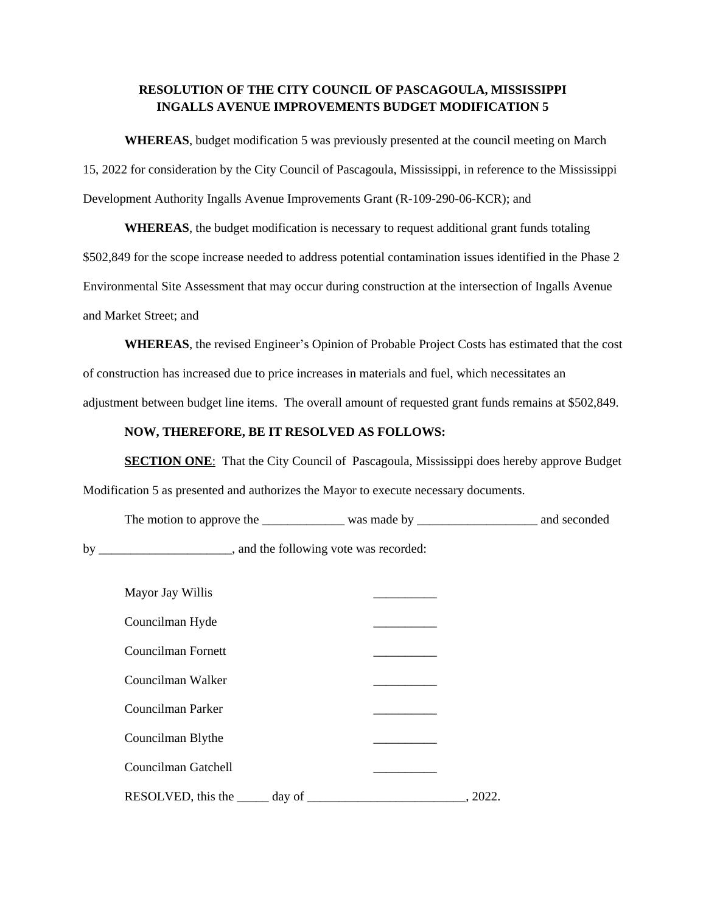**RESOLUTION OF THE CITY COUNCIL OF PASCAGOULA, MISSISSIPPI**
**INGALLS AVENUE IMPROVEMENTS BUDGET MODIFICATION 5**

**WHEREAS**, budget modification 5 was previously presented at the council meeting on March 15, 2022 for consideration by the City Council of Pascagoula, Mississippi, in reference to the Mississippi Development Authority Ingalls Avenue Improvements Grant (R-109-290-06-KCR); and

**WHEREAS**, the budget modification is necessary to request additional grant funds totaling $502,849 for the scope increase needed to address potential contamination issues identified in the Phase 2 Environmental Site Assessment that may occur during construction at the intersection of Ingalls Avenue and Market Street; and

**WHEREAS**, the revised Engineer's Opinion of Probable Project Costs has estimated that the cost of construction has increased due to price increases in materials and fuel, which necessitates an adjustment between budget line items. The overall amount of requested grant funds remains at $502,849.

**NOW, THEREFORE, BE IT RESOLVED AS FOLLOWS:**

**SECTION ONE**: That the City Council of Pascagoula, Mississippi does hereby approve Budget Modification 5 as presented and authorizes the Mayor to execute necessary documents.

The motion to approve the _____________ was made by ___________________ and seconded by _____________________, and the following vote was recorded:

Mayor Jay Willis __________

Councilman Hyde __________

Councilman Fornett __________

Councilman Walker __________

Councilman Parker __________

Councilman Blythe __________

Councilman Gatchell __________

RESOLVED, this the _____ day of _________________________, 2022.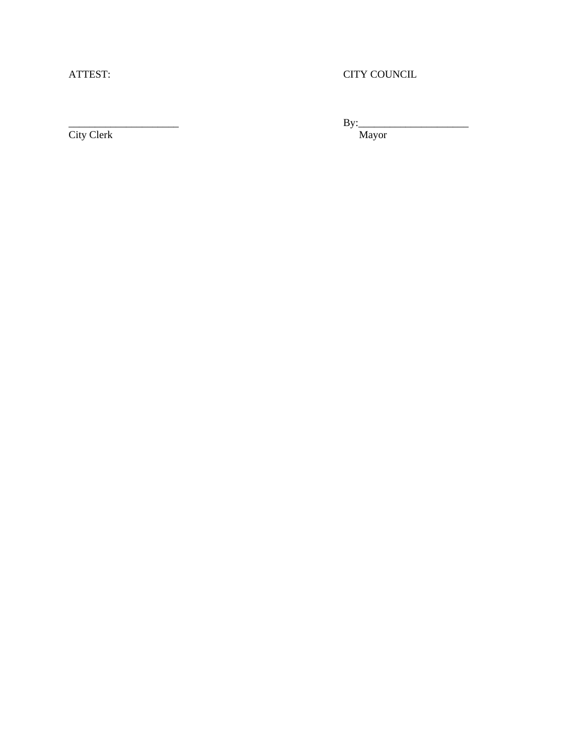| | |
|---|---|
| ATTEST: | CITY COUNCIL |
| | |
| ______________________ | By:______________________ |
| City Clerk | Mayor |